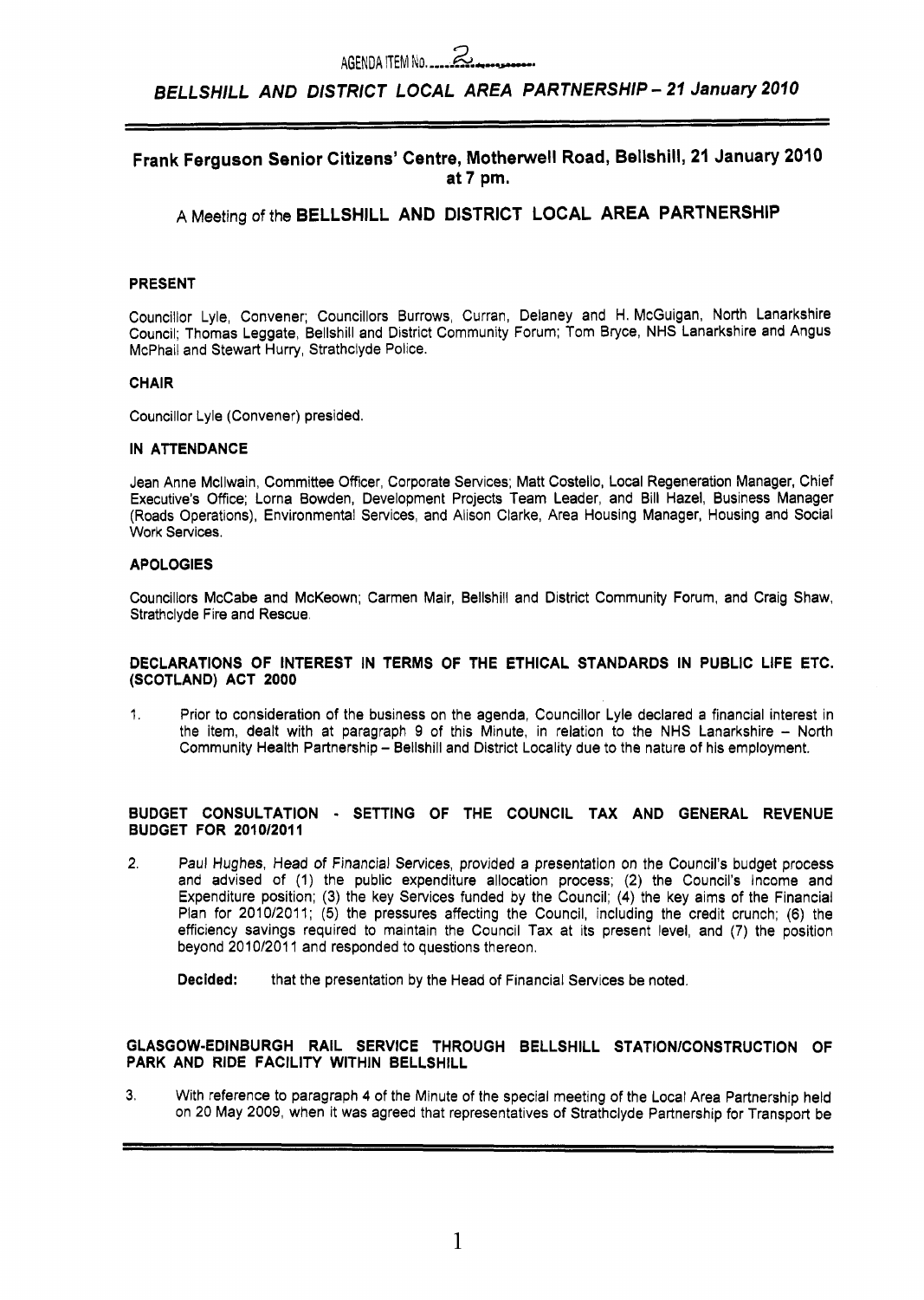AGENDA ITEM No. 2

***BELLSHILL AND DISTRICT LOCAL AREA PARTNERSHIP – 21 January 2010***

## Frank Ferguson Senior Citizens' Centre, Motherwell Road, Bellshill, 21 January 2010 at 7 pm.

### A Meeting of the BELLSHILL AND DISTRICT LOCAL AREA PARTNERSHIP

**PRESENT**

Councillor Lyle, Convener; Councillors Burrows, Curran, Delaney and H. McGuigan, North Lanarkshire Council; Thomas Leggate, Bellshill and District Community Forum; Tom Bryce, NHS Lanarkshire and Angus McPhail and Stewart Hurry, Strathclyde Police.

**CHAIR**

Councillor Lyle (Convener) presided.

**IN ATTENDANCE**

Jean Anne McIlwain, Committee Officer, Corporate Services; Matt Costello, Local Regeneration Manager, Chief Executive's Office; Lorna Bowden, Development Projects Team Leader, and Bill Hazel, Business Manager (Roads Operations), Environmental Services, and Alison Clarke, Area Housing Manager, Housing and Social Work Services.

**APOLOGIES**

Councillors McCabe and McKeown; Carmen Mair, Bellshill and District Community Forum, and Craig Shaw, Strathclyde Fire and Rescue.

**DECLARATIONS OF INTEREST IN TERMS OF THE ETHICAL STANDARDS IN PUBLIC LIFE ETC. (SCOTLAND) ACT 2000**

1. Prior to consideration of the business on the agenda, Councillor Lyle declared a financial interest in the item, dealt with at paragraph 9 of this Minute, in relation to the NHS Lanarkshire – North Community Health Partnership – Bellshill and District Locality due to the nature of his employment.

**BUDGET CONSULTATION - SETTING OF THE COUNCIL TAX AND GENERAL REVENUE BUDGET FOR 2010/2011**

2. Paul Hughes, Head of Financial Services, provided a presentation on the Council's budget process and advised of (1) the public expenditure allocation process; (2) the Council's Income and Expenditure position; (3) the key Services funded by the Council; (4) the key aims of the Financial Plan for 2010/2011; (5) the pressures affecting the Council, including the credit crunch; (6) the efficiency savings required to maintain the Council Tax at its present level, and (7) the position beyond 2010/2011 and responded to questions thereon.

   **Decided:** that the presentation by the Head of Financial Services be noted.

**GLASGOW-EDINBURGH RAIL SERVICE THROUGH BELLSHILL STATION/CONSTRUCTION OF PARK AND RIDE FACILITY WITHIN BELLSHILL**

3. With reference to paragraph 4 of the Minute of the special meeting of the Local Area Partnership held on 20 May 2009, when it was agreed that representatives of Strathclyde Partnership for Transport be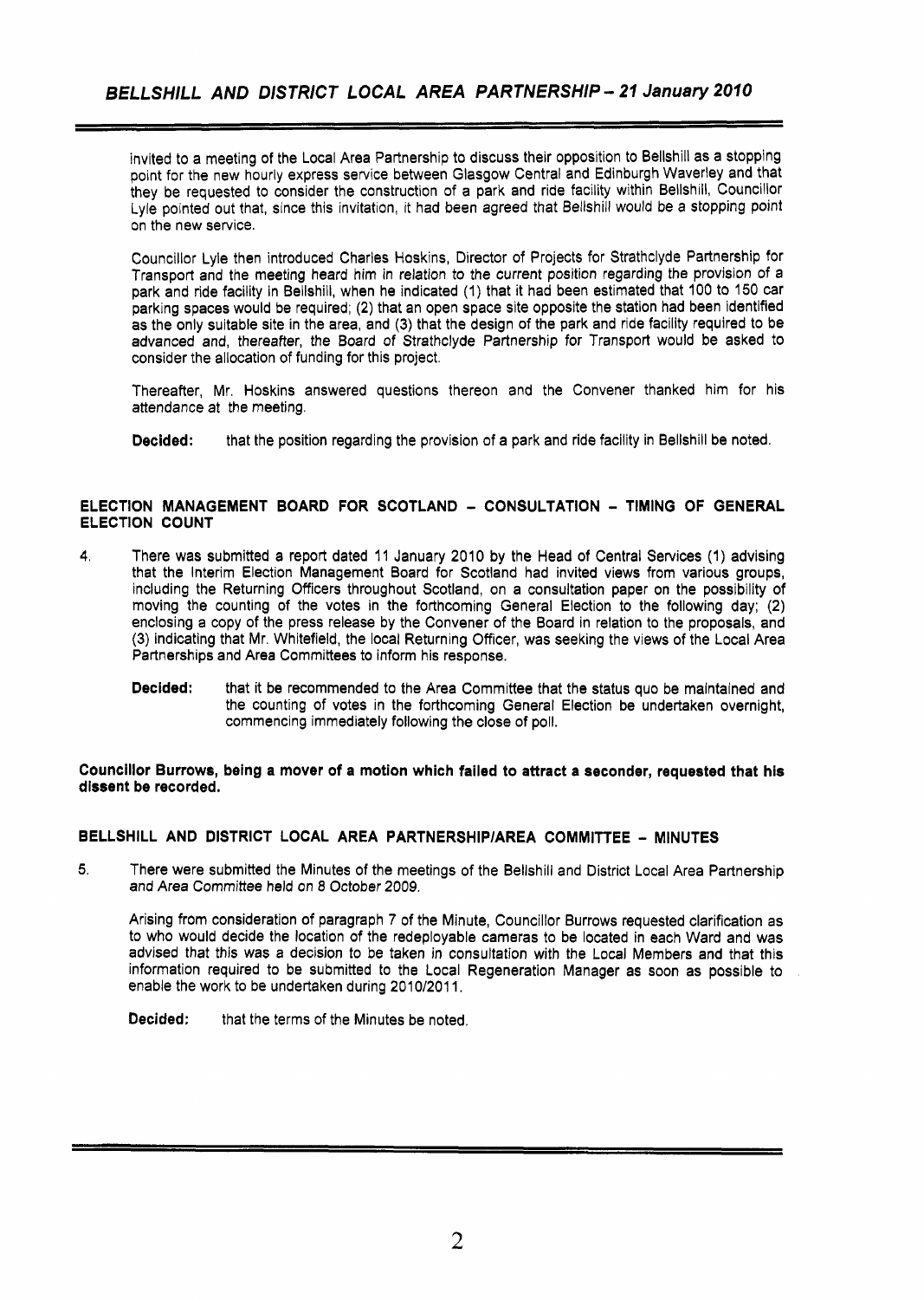invited to a meeting of the Local Area Partnership to discuss their opposition to Bellshill as a stopping point for the new hourly express service between Glasgow Central and Edinburgh Waverley and that they be requested to consider the construction of a park and ride facility within Bellshill, Councillor Lyle pointed out that, since this invitation, it had been agreed that Bellshill would be a stopping point on the new service.

Councillor Lyle then introduced Charles Hoskins, Director of Projects for Strathclyde Partnership for Transport and the meeting heard him in relation to the current position regarding the provision of a park and ride facility in Bellshill, when he indicated (1) that it had been estimated that 100 to 150 car parking spaces would be required; (2) that an open space site opposite the station had been identified as the only suitable site in the area, and (3) that the design of the park and ride facility required to be advanced and, thereafter, the Board of Strathclyde Partnership for Transport would be asked to consider the allocation of funding for this project.

Thereafter, Mr. Hoskins answered questions thereon and the Convener thanked him for his attendance at the meeting.

**Decided:** that the position regarding the provision of a park and ride facility in Bellshill be noted.

## ELECTION MANAGEMENT BOARD FOR SCOTLAND – CONSULTATION – TIMING OF GENERAL ELECTION COUNT

4. There was submitted a report dated 11 January 2010 by the Head of Central Services (1) advising that the Interim Election Management Board for Scotland had invited views from various groups, including the Returning Officers throughout Scotland, on a consultation paper on the possibility of moving the counting of the votes in the forthcoming General Election to the following day; (2) enclosing a copy of the press release by the Convener of the Board in relation to the proposals, and (3) indicating that Mr. Whitefield, the local Returning Officer, was seeking the views of the Local Area Partnerships and Area Committees to inform his response.

   **Decided:** that it be recommended to the Area Committee that the status quo be maintained and the counting of votes in the forthcoming General Election be undertaken overnight, commencing immediately following the close of poll.

**Councillor Burrows, being a mover of a motion which failed to attract a seconder, requested that his dissent be recorded.**

## BELLSHILL AND DISTRICT LOCAL AREA PARTNERSHIP/AREA COMMITTEE – MINUTES

5. There were submitted the Minutes of the meetings of the Bellshill and District Local Area Partnership and Area Committee held on 8 October 2009.

   Arising from consideration of paragraph 7 of the Minute, Councillor Burrows requested clarification as to who would decide the location of the redeployable cameras to be located in each Ward and was advised that this was a decision to be taken in consultation with the Local Members and that this information required to be submitted to the Local Regeneration Manager as soon as possible to enable the work to be undertaken during 2010/2011.

   **Decided:** that the terms of the Minutes be noted.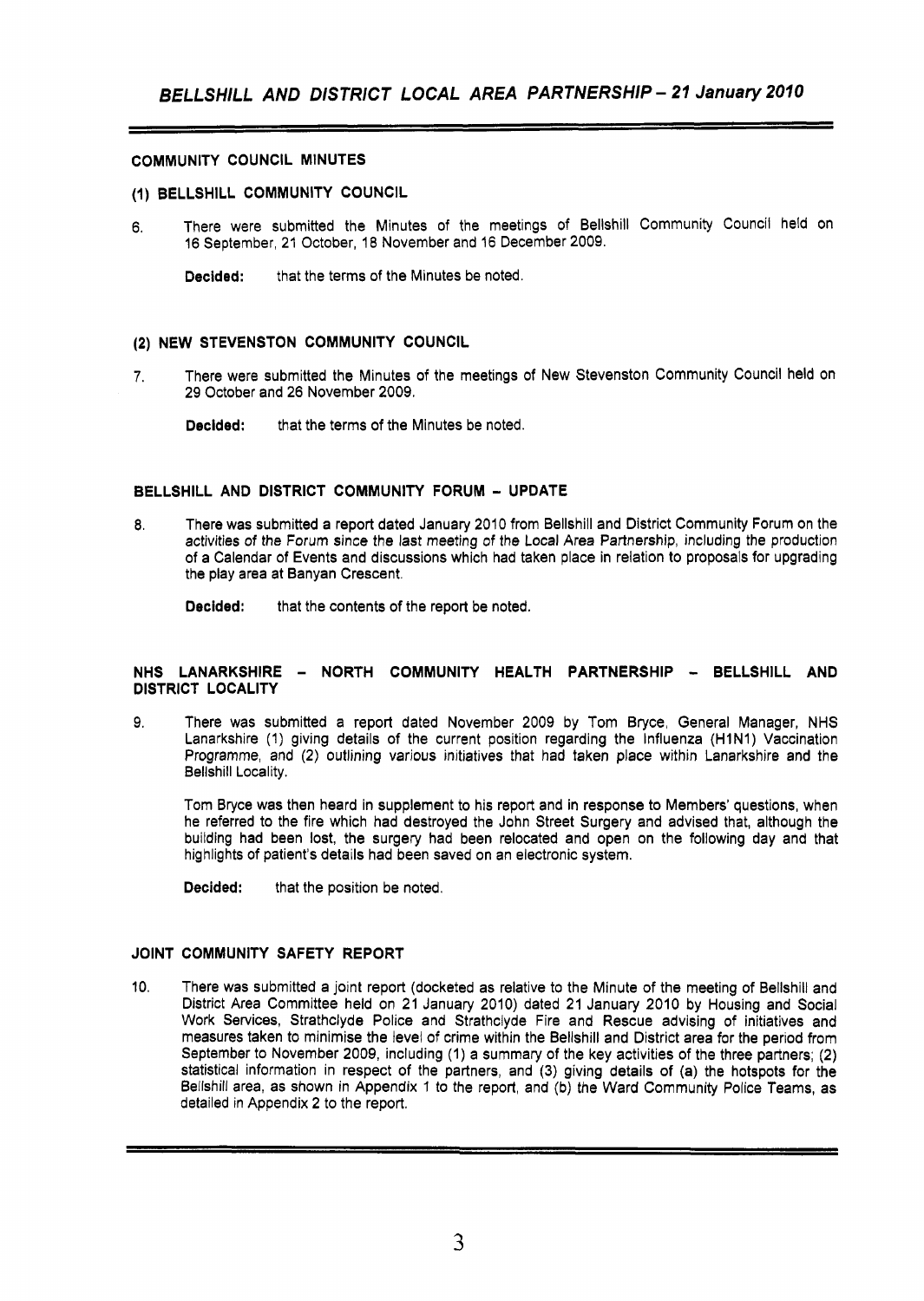## COMMUNITY COUNCIL MINUTES

### (1) BELLSHILL COMMUNITY COUNCIL

6. There were submitted the Minutes of the meetings of Bellshill Community Council held on 16 September, 21 October, 18 November and 16 December 2009.

   **Decided:** that the terms of the Minutes be noted.

### (2) NEW STEVENSTON COMMUNITY COUNCIL

7. There were submitted the Minutes of the meetings of New Stevenston Community Council held on 29 October and 26 November 2009.

   **Decided:** that the terms of the Minutes be noted.

## BELLSHILL AND DISTRICT COMMUNITY FORUM - UPDATE

8. There was submitted a report dated January 2010 from Bellshill and District Community Forum on the activities of the Forum since the last meeting of the Local Area Partnership, including the production of a Calendar of Events and discussions which had taken place in relation to proposals for upgrading the play area at Banyan Crescent.

   **Decided:** that the contents of the report be noted.

## NHS LANARKSHIRE - NORTH COMMUNITY HEALTH PARTNERSHIP - BELLSHILL AND DISTRICT LOCALITY

9. There was submitted a report dated November 2009 by Tom Bryce, General Manager, NHS Lanarkshire (1) giving details of the current position regarding the Influenza (H1N1) Vaccination Programme, and (2) outlining various initiatives that had taken place within Lanarkshire and the Bellshill Locality.

   Tom Bryce was then heard in supplement to his report and in response to Members' questions, when he referred to the fire which had destroyed the John Street Surgery and advised that, although the building had been lost, the surgery had been relocated and open on the following day and that highlights of patient's details had been saved on an electronic system.

   **Decided:** that the position be noted.

## JOINT COMMUNITY SAFETY REPORT

10. There was submitted a joint report (docketed as relative to the Minute of the meeting of Bellshill and District Area Committee held on 21 January 2010) dated 21 January 2010 by Housing and Social Work Services, Strathclyde Police and Strathclyde Fire and Rescue advising of initiatives and measures taken to minimise the level of crime within the Bellshill and District area for the period from September to November 2009, including (1) a summary of the key activities of the three partners; (2) statistical information in respect of the partners, and (3) giving details of (a) the hotspots for the Bellshill area, as shown in Appendix 1 to the report, and (b) the Ward Community Police Teams, as detailed in Appendix 2 to the report.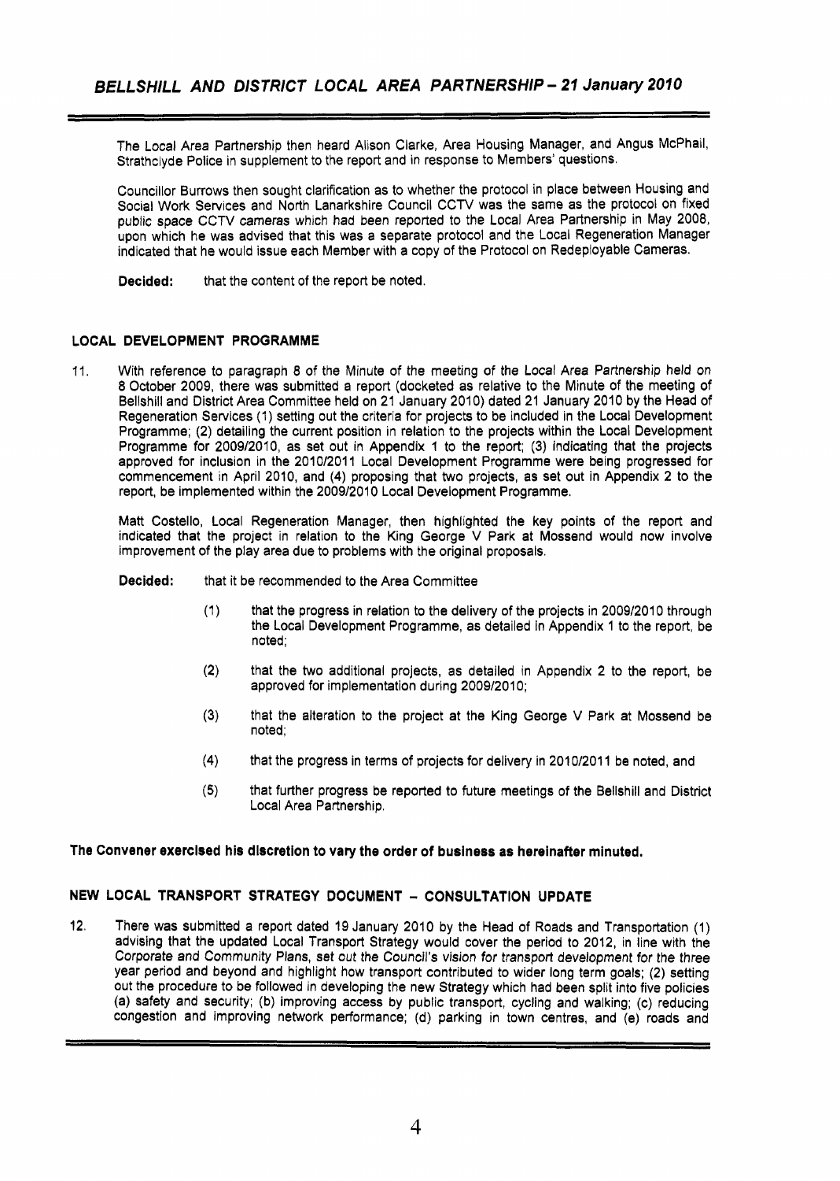The Local Area Partnership then heard Alison Clarke, Area Housing Manager, and Angus McPhail, Strathclyde Police in supplement to the report and in response to Members' questions.

Councillor Burrows then sought clarification as to whether the protocol in place between Housing and Social Work Services and North Lanarkshire Council CCTV was the same as the protocol on fixed public space CCTV cameras which had been reported to the Local Area Partnership in May 2008, upon which he was advised that this was a separate protocol and the Local Regeneration Manager indicated that he would issue each Member with a copy of the Protocol on Redeployable Cameras.

**Decided:** that the content of the report be noted.

## LOCAL DEVELOPMENT PROGRAMME

11. With reference to paragraph 8 of the Minute of the meeting of the Local Area Partnership held on 8 October 2009, there was submitted a report (docketed as relative to the Minute of the meeting of Bellshill and District Area Committee held on 21 January 2010) dated 21 January 2010 by the Head of Regeneration Services (1) setting out the criteria for projects to be included in the Local Development Programme; (2) detailing the current position in relation to the projects within the Local Development Programme for 2009/2010, as set out in Appendix 1 to the report; (3) indicating that the projects approved for inclusion in the 2010/2011 Local Development Programme were being progressed for commencement in April 2010, and (4) proposing that two projects, as set out in Appendix 2 to the report, be implemented within the 2009/2010 Local Development Programme.

Matt Costello, Local Regeneration Manager, then highlighted the key points of the report and indicated that the project in relation to the King George V Park at Mossend would now involve improvement of the play area due to problems with the original proposals.

**Decided:** that it be recommended to the Area Committee

(1) that the progress in relation to the delivery of the projects in 2009/2010 through the Local Development Programme, as detailed in Appendix 1 to the report, be noted;

(2) that the two additional projects, as detailed in Appendix 2 to the report, be approved for implementation during 2009/2010;

(3) that the alteration to the project at the King George V Park at Mossend be noted;

(4) that the progress in terms of projects for delivery in 2010/2011 be noted, and

(5) that further progress be reported to future meetings of the Bellshill and District Local Area Partnership.

**The Convener exercised his discretion to vary the order of business as hereinafter minuted.**

## NEW LOCAL TRANSPORT STRATEGY DOCUMENT – CONSULTATION UPDATE

12. There was submitted a report dated 19 January 2010 by the Head of Roads and Transportation (1) advising that the updated Local Transport Strategy would cover the period to 2012, in line with the Corporate and Community Plans, set out the Council's vision for transport development for the three year period and beyond and highlight how transport contributed to wider long term goals; (2) setting out the procedure to be followed in developing the new Strategy which had been split into five policies (a) safety and security; (b) improving access by public transport, cycling and walking; (c) reducing congestion and improving network performance; (d) parking in town centres, and (e) roads and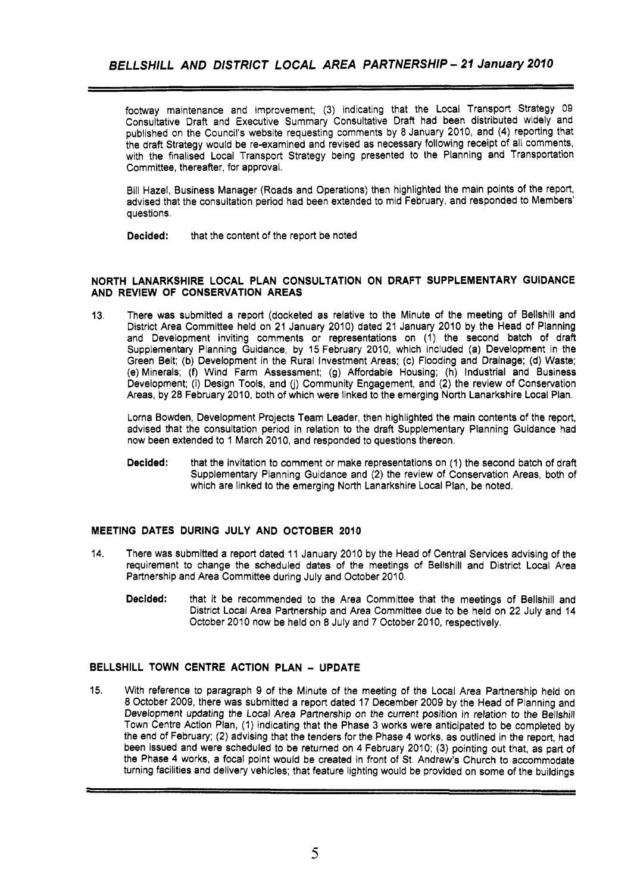footway maintenance and improvement; (3) indicating that the Local Transport Strategy 09 Consultative Draft and Executive Summary Consultative Draft had been distributed widely and published on the Council's website requesting comments by 8 January 2010, and (4) reporting that the draft Strategy would be re-examined and revised as necessary following receipt of all comments, with the finalised Local Transport Strategy being presented to the Planning and Transportation Committee, thereafter, for approval.

Bill Hazel, Business Manager (Roads and Operations) then highlighted the main points of the report, advised that the consultation period had been extended to mid February, and responded to Members' questions.

**Decided:** that the content of the report be noted

## NORTH LANARKSHIRE LOCAL PLAN CONSULTATION ON DRAFT SUPPLEMENTARY GUIDANCE AND REVIEW OF CONSERVATION AREAS

13. There was submitted a report (docketed as relative to the Minute of the meeting of Bellshill and District Area Committee held on 21 January 2010) dated 21 January 2010 by the Head of Planning and Development inviting comments or representations on (1) the second batch of draft Supplementary Planning Guidance, by 15 February 2010, which included (a) Development in the Green Belt; (b) Development in the Rural Investment Areas; (c) Flooding and Drainage; (d) Waste; (e) Minerals; (f) Wind Farm Assessment; (g) Affordable Housing; (h) Industrial and Business Development; (i) Design Tools, and (j) Community Engagement, and (2) the review of Conservation Areas, by 28 February 2010, both of which were linked to the emerging North Lanarkshire Local Plan.

    Lorna Bowden, Development Projects Team Leader, then highlighted the main contents of the report, advised that the consultation period in relation to the draft Supplementary Planning Guidance had now been extended to 1 March 2010, and responded to questions thereon.

    **Decided:** that the invitation to comment or make representations on (1) the second batch of draft Supplementary Planning Guidance and (2) the review of Conservation Areas, both of which are linked to the emerging North Lanarkshire Local Plan, be noted.

## MEETING DATES DURING JULY AND OCTOBER 2010

14. There was submitted a report dated 11 January 2010 by the Head of Central Services advising of the requirement to change the scheduled dates of the meetings of Bellshill and District Local Area Partnership and Area Committee during July and October 2010.

    **Decided:** that it be recommended to the Area Committee that the meetings of Bellshill and District Local Area Partnership and Area Committee due to be held on 22 July and 14 October 2010 now be held on 8 July and 7 October 2010, respectively.

## BELLSHILL TOWN CENTRE ACTION PLAN - UPDATE

15. With reference to paragraph 9 of the Minute of the meeting of the Local Area Partnership held on 8 October 2009, there was submitted a report dated 17 December 2009 by the Head of Planning and Development updating the Local Area Partnership on the current position in relation to the Bellshill Town Centre Action Plan, (1) indicating that the Phase 3 works were anticipated to be completed by the end of February; (2) advising that the tenders for the Phase 4 works, as outlined in the report, had been issued and were scheduled to be returned on 4 February 2010; (3) pointing out that, as part of the Phase 4 works, a focal point would be created in front of St. Andrew's Church to accommodate turning facilities and delivery vehicles; that feature lighting would be provided on some of the buildings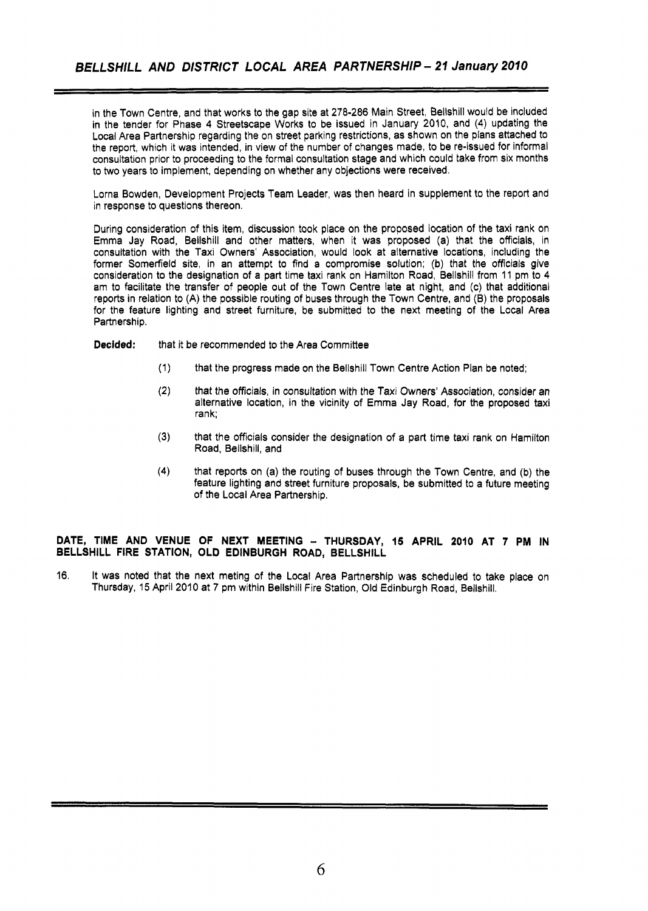in the Town Centre, and that works to the gap site at 278-286 Main Street, Bellshill would be included in the tender for Phase 4 Streetscape Works to be issued in January 2010, and (4) updating the Local Area Partnership regarding the on street parking restrictions, as shown on the plans attached to the report, which it was intended, in view of the number of changes made, to be re-issued for informal consultation prior to proceeding to the formal consultation stage and which could take from six months to two years to implement, depending on whether any objections were received.

Lorna Bowden, Development Projects Team Leader, was then heard in supplement to the report and in response to questions thereon.

During consideration of this item, discussion took place on the proposed location of the taxi rank on Emma Jay Road, Bellshill and other matters, when it was proposed (a) that the officials, in consultation with the Taxi Owners' Association, would look at alternative locations, including the former Somerfield site, in an attempt to find a compromise solution; (b) that the officials give consideration to the designation of a part time taxi rank on Hamilton Road, Bellshill from 11 pm to 4 am to facilitate the transfer of people out of the Town Centre late at night, and (c) that additional reports in relation to (A) the possible routing of buses through the Town Centre, and (B) the proposals for the feature lighting and street furniture, be submitted to the next meeting of the Local Area Partnership.

**Decided:** that it be recommended to the Area Committee

(1) that the progress made on the Bellshill Town Centre Action Plan be noted;

(2) that the officials, in consultation with the Taxi Owners' Association, consider an alternative location, in the vicinity of Emma Jay Road, for the proposed taxi rank;

(3) that the officials consider the designation of a part time taxi rank on Hamilton Road, Bellshill, and

(4) that reports on (a) the routing of buses through the Town Centre, and (b) the feature lighting and street furniture proposals, be submitted to a future meeting of the Local Area Partnership.

**DATE, TIME AND VENUE OF NEXT MEETING – THURSDAY, 15 APRIL 2010 AT 7 PM IN BELLSHILL FIRE STATION, OLD EDINBURGH ROAD, BELLSHILL**

16. It was noted that the next meting of the Local Area Partnership was scheduled to take place on Thursday, 15 April 2010 at 7 pm within Bellshill Fire Station, Old Edinburgh Road, Bellshill.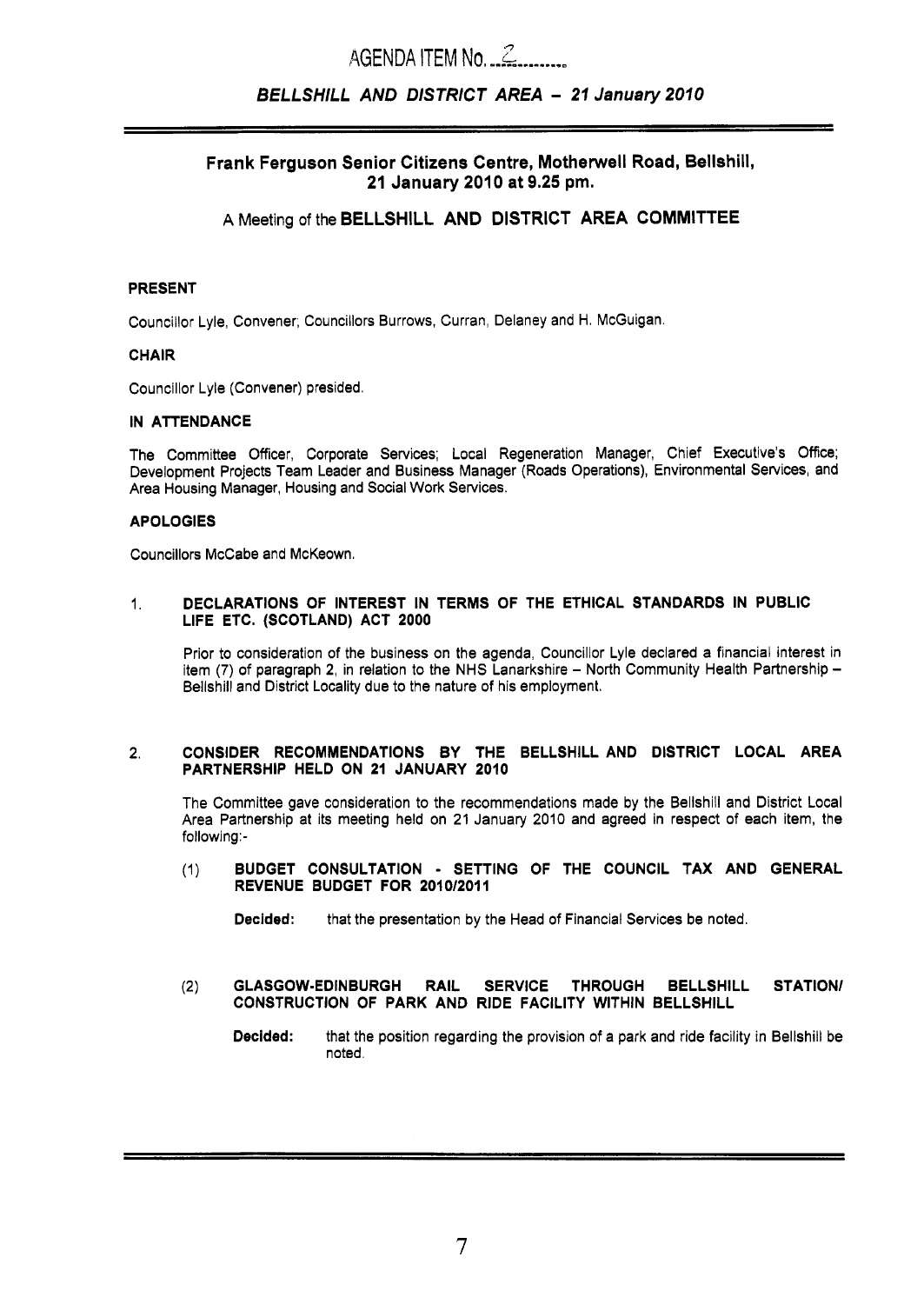AGENDA ITEM No. 2

***BELLSHILL AND DISTRICT AREA – 21 January 2010***

## Frank Ferguson Senior Citizens Centre, Motherwell Road, Bellshill, 21 January 2010 at 9.25 pm.

### A Meeting of the BELLSHILL AND DISTRICT AREA COMMITTEE

**PRESENT**

Councillor Lyle, Convener; Councillors Burrows, Curran, Delaney and H. McGuigan.

**CHAIR**

Councillor Lyle (Convener) presided.

**IN ATTENDANCE**

The Committee Officer, Corporate Services; Local Regeneration Manager, Chief Executive's Office; Development Projects Team Leader and Business Manager (Roads Operations), Environmental Services, and Area Housing Manager, Housing and Social Work Services.

**APOLOGIES**

Councillors McCabe and McKeown.

1. **DECLARATIONS OF INTEREST IN TERMS OF THE ETHICAL STANDARDS IN PUBLIC LIFE ETC. (SCOTLAND) ACT 2000**

   Prior to consideration of the business on the agenda, Councillor Lyle declared a financial interest in item (7) of paragraph 2, in relation to the NHS Lanarkshire – North Community Health Partnership – Bellshill and District Locality due to the nature of his employment.

2. **CONSIDER RECOMMENDATIONS BY THE BELLSHILL AND DISTRICT LOCAL AREA PARTNERSHIP HELD ON 21 JANUARY 2010**

   The Committee gave consideration to the recommendations made by the Bellshill and District Local Area Partnership at its meeting held on 21 January 2010 and agreed in respect of each item, the following:-

   (1) **BUDGET CONSULTATION - SETTING OF THE COUNCIL TAX AND GENERAL REVENUE BUDGET FOR 2010/2011**

   **Decided:** that the presentation by the Head of Financial Services be noted.

   (2) **GLASGOW-EDINBURGH RAIL SERVICE THROUGH BELLSHILL STATION/ CONSTRUCTION OF PARK AND RIDE FACILITY WITHIN BELLSHILL**

   **Decided:** that the position regarding the provision of a park and ride facility in Bellshill be noted.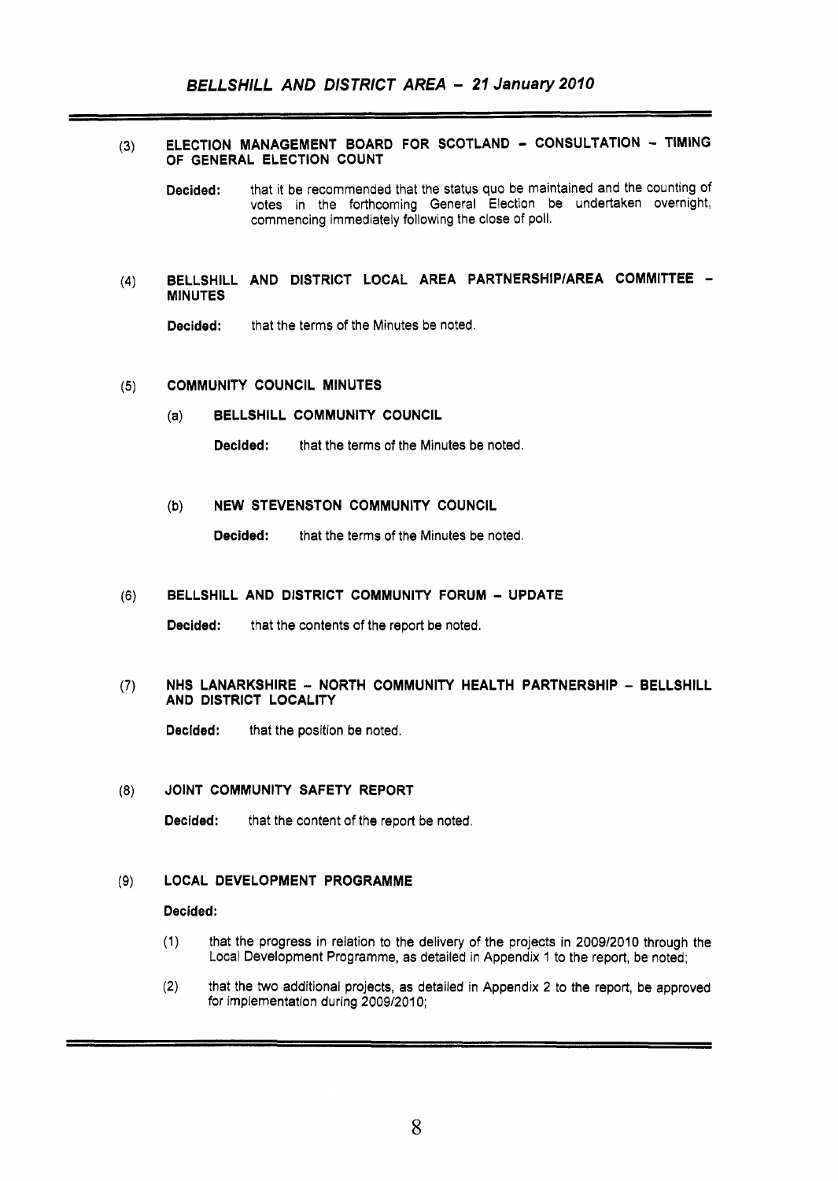(3) **ELECTION MANAGEMENT BOARD FOR SCOTLAND – CONSULTATION – TIMING OF GENERAL ELECTION COUNT**

**Decided:** that it be recommended that the status quo be maintained and the counting of votes in the forthcoming General Election be undertaken overnight, commencing immediately following the close of poll.

(4) **BELLSHILL AND DISTRICT LOCAL AREA PARTNERSHIP/AREA COMMITTEE – MINUTES**

**Decided:** that the terms of the Minutes be noted.

(5) **COMMUNITY COUNCIL MINUTES**

(a) **BELLSHILL COMMUNITY COUNCIL**

**Decided:** that the terms of the Minutes be noted.

(b) **NEW STEVENSTON COMMUNITY COUNCIL**

**Decided:** that the terms of the Minutes be noted.

(6) **BELLSHILL AND DISTRICT COMMUNITY FORUM – UPDATE**

**Decided:** that the contents of the report be noted.

(7) **NHS LANARKSHIRE – NORTH COMMUNITY HEALTH PARTNERSHIP – BELLSHILL AND DISTRICT LOCALITY**

**Decided:** that the position be noted.

(8) **JOINT COMMUNITY SAFETY REPORT**

**Decided:** that the content of the report be noted.

(9) **LOCAL DEVELOPMENT PROGRAMME**

**Decided:**

(1) that the progress in relation to the delivery of the projects in 2009/2010 through the Local Development Programme, as detailed in Appendix 1 to the report, be noted;

(2) that the two additional projects, as detailed in Appendix 2 to the report, be approved for implementation during 2009/2010;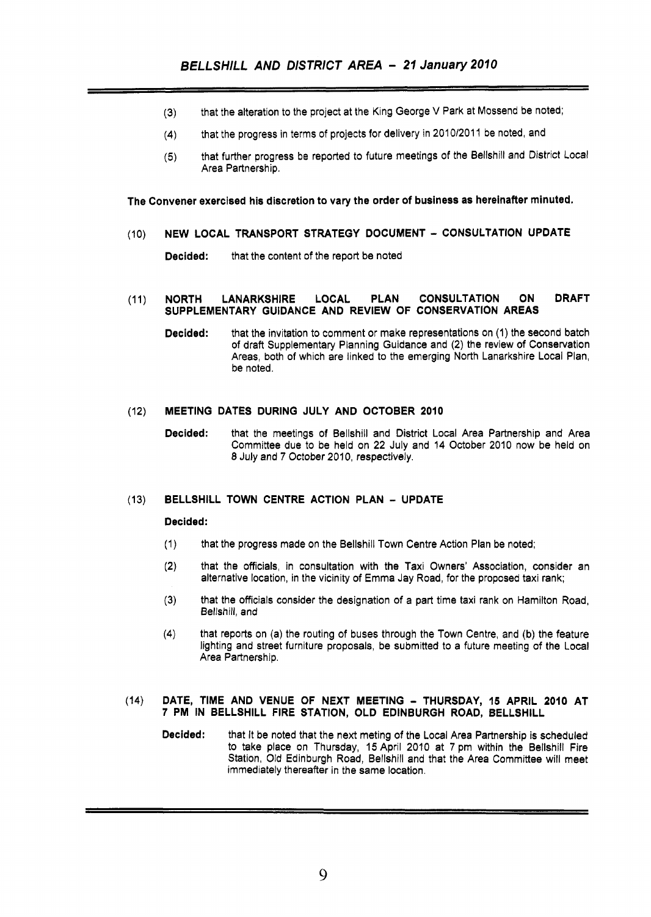(3) that the alteration to the project at the King George V Park at Mossend be noted;

(4) that the progress in terms of projects for delivery in 2010/2011 be noted, and

(5) that further progress be reported to future meetings of the Bellshill and District Local Area Partnership.

**The Convener exercised his discretion to vary the order of business as hereinafter minuted.**

**(10) NEW LOCAL TRANSPORT STRATEGY DOCUMENT – CONSULTATION UPDATE**

**Decided:** that the content of the report be noted

**(11) NORTH LANARKSHIRE LOCAL PLAN CONSULTATION ON DRAFT SUPPLEMENTARY GUIDANCE AND REVIEW OF CONSERVATION AREAS**

**Decided:** that the invitation to comment or make representations on (1) the second batch of draft Supplementary Planning Guidance and (2) the review of Conservation Areas, both of which are linked to the emerging North Lanarkshire Local Plan, be noted.

**(12) MEETING DATES DURING JULY AND OCTOBER 2010**

**Decided:** that the meetings of Bellshill and District Local Area Partnership and Area Committee due to be held on 22 July and 14 October 2010 now be held on 8 July and 7 October 2010, respectively.

**(13) BELLSHILL TOWN CENTRE ACTION PLAN – UPDATE**

**Decided:**

(1) that the progress made on the Bellshill Town Centre Action Plan be noted;

(2) that the officials, in consultation with the Taxi Owners' Association, consider an alternative location, in the vicinity of Emma Jay Road, for the proposed taxi rank;

(3) that the officials consider the designation of a part time taxi rank on Hamilton Road, Bellshill, and

(4) that reports on (a) the routing of buses through the Town Centre, and (b) the feature lighting and street furniture proposals, be submitted to a future meeting of the Local Area Partnership.

**(14) DATE, TIME AND VENUE OF NEXT MEETING – THURSDAY, 15 APRIL 2010 AT 7 PM IN BELLSHILL FIRE STATION, OLD EDINBURGH ROAD, BELLSHILL**

**Decided:** that it be noted that the next meting of the Local Area Partnership is scheduled to take place on Thursday, 15 April 2010 at 7 pm within the Bellshill Fire Station, Old Edinburgh Road, Bellshill and that the Area Committee will meet immediately thereafter in the same location.